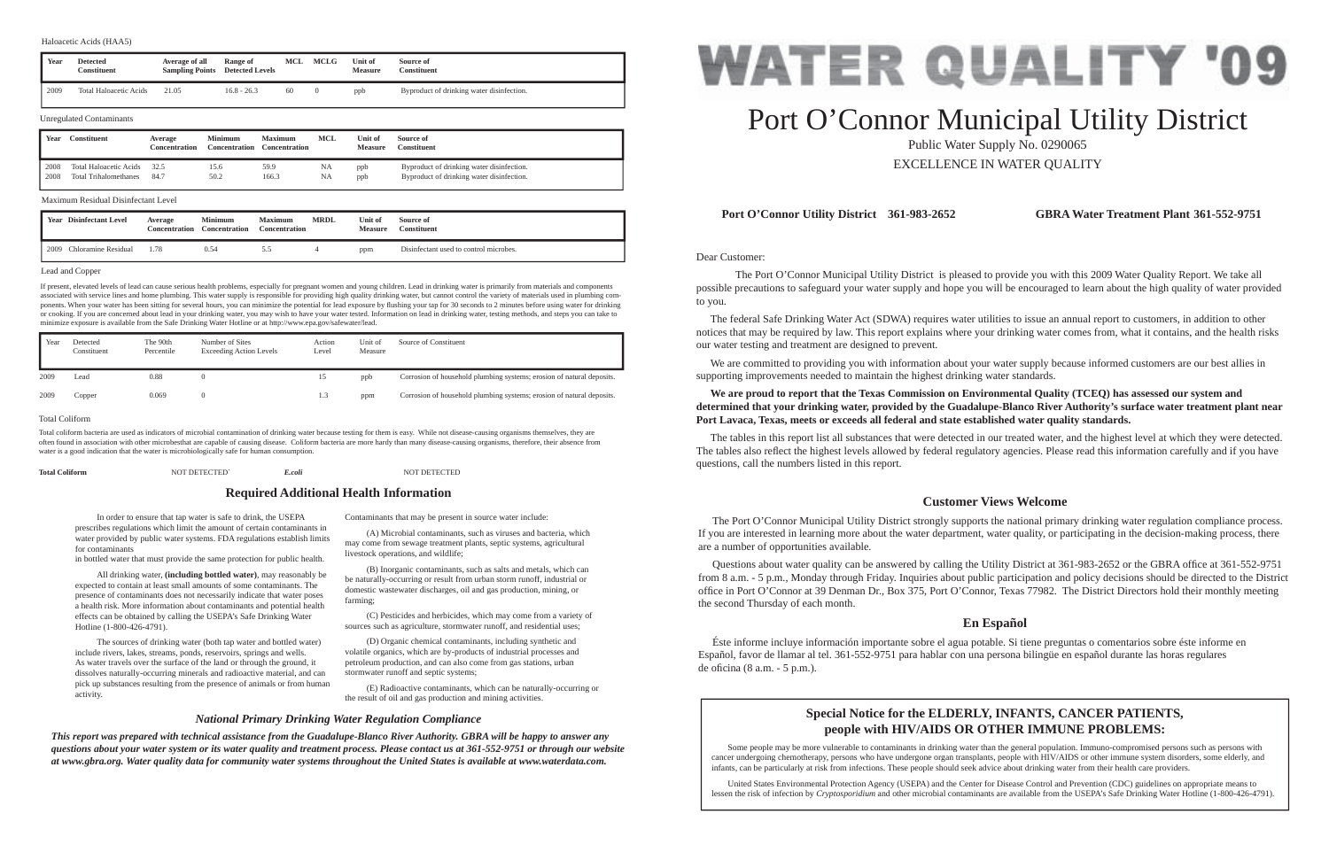Haloacetic Acids (HAA5)

| Year | Detected Constituent | Average of all Sampling Points | Range of Detected Levels | MCL | MCLG | Unit of Measure | Source of Constituent |
|---|---|---|---|---|---|---|---|
| 2009 | Total Haloacetic Acids | 21.05 | 16.8 - 26.3 | 60 | 0 | ppb | Byproduct of drinking water disinfection. |

Unregulated Contaminants

| Year | Constituent | Average Concentration | Minimum Concentration | Maximum Concentration | MCL | Unit of Measure | Source of Constituent |
|---|---|---|---|---|---|---|---|
| 2008 | Total Haloacetic Acids | 32.5 | 15.6 | 59.9 | NA | ppb | Byproduct of drinking water disinfection. |
| 2008 | Total Trihalomethanes | 84.7 | 50.2 | 166.3 | NA | ppb | Byproduct of drinking water disinfection. |

Maximum Residual Disinfectant Level

| Year | Disinfectant Level | Average Concentration | Minimum Concentration | Maximum Concentration | MRDL | Unit of Measure | Source of Constituent |
|---|---|---|---|---|---|---|---|
| 2009 | Chloramine Residual | 1.78 | 0.54 | 5.5 | 4 | ppm | Disinfectant used to control microbes. |

Lead and Copper

If present, elevated levels of lead can cause serious health problems, especially for pregnant women and young children. Lead in drinking water is primarily from materials and components associated with service lines and home plumbing. This water supply is responsible for providing high quality drinking water, but cannot control the variety of materials used in plumbing components. When your water has been sitting for several hours, you can minimize the potential for lead exposure by flushing your tap for 30 seconds to 2 minutes before using water for drinking or cooking. If you are concerned about lead in your drinking water, you may wish to have your water tested. Information on lead in drinking water, testing methods, and steps you can take to minimize exposure is available from the Safe Drinking Water Hotline or at http://www.epa.gov/safewater/lead.

| Year | Detected Constituent | The 90th Percentile | Number of Sites Exceeding Action Levels | Action Level | Unit of Measure | Source of Constituent |
|---|---|---|---|---|---|---|
| 2009 | Lead | 0.88 | 0 | 15 | ppb | Corrosion of household plumbing systems; erosion of natural deposits. |
| 2009 | Copper | 0.069 | 0 | 1.3 | ppm | Corrosion of household plumbing systems; erosion of natural deposits. |

Total Coliform

Total coliform bacteria are used as indicators of microbial contamination of drinking water because testing for them is easy. While not disease-causing organisms themselves, they are often found in association with other microbesthat are capable of causing disease. Coliform bacteria are more hardy than many disease-causing organisms, therefore, their absence from water is a good indication that the water is microbiologically safe for human consumption.

**Total Coliform** NOT DETECTED **_E.coli_** NOT DETECTED

## Required Additional Health Information

In order to ensure that tap water is safe to drink, the USEPA prescribes regulations which limit the amount of certain contaminants in water provided by public water systems. FDA regulations establish limits for contaminants
in bottled water that must provide the same protection for public health.

All drinking water, **(including bottled water)**, may reasonably be expected to contain at least small amounts of some contaminants. The presence of contaminants does not necessarily indicate that water poses a health risk. More information about contaminants and potential health effects can be obtained by calling the USEPA's Safe Drinking Water Hotline (1-800-426-4791).

The sources of drinking water (both tap water and bottled water) include rivers, lakes, streams, ponds, reservoirs, springs and wells. As water travels over the surface of the land or through the ground, it dissolves naturally-occurring minerals and radioactive material, and can pick up substances resulting from the presence of animals or from human activity.

Contaminants that may be present in source water include:

(A) Microbial contaminants, such as viruses and bacteria, which may come from sewage treatment plants, septic systems, agricultural livestock operations, and wildlife;

(B) Inorganic contaminants, such as salts and metals, which can be naturally-occurring or result from urban storm runoff, industrial or domestic wastewater discharges, oil and gas production, mining, or farming;

(C) Pesticides and herbicides, which may come from a variety of sources such as agriculture, stormwater runoff, and residential uses;

(D) Organic chemical contaminants, including synthetic and volatile organics, which are by-products of industrial processes and petroleum production, and can also come from gas stations, urban stormwater runoff and septic systems;

(E) Radioactive contaminants, which can be naturally-occurring or the result of oil and gas production and mining activities.

### *National Primary Drinking Water Regulation Compliance*

***This report was prepared with technical assistance from the Guadalupe-Blanco River Authority. GBRA will be happy to answer any questions about your water system or its water quality and treatment process. Please contact us at 361-552-9751 or through our website at www.gbra.org. Water quality data for community water systems throughout the United States is available at www.waterdata.com.***

# WATER QUALITY '09

# Port O'Connor Municipal Utility District

Public Water Supply No. 0290065

EXCELLENCE IN WATER QUALITY

**Port O'Connor Utility District 361-983-2652** **GBRA Water Treatment Plant 361-552-9751**

Dear Customer:

The Port O'Connor Municipal Utility District is pleased to provide you with this 2009 Water Quality Report. We take all possible precautions to safeguard your water supply and hope you will be encouraged to learn about the high quality of water provided to you.

The federal Safe Drinking Water Act (SDWA) requires water utilities to issue an annual report to customers, in addition to other notices that may be required by law. This report explains where your drinking water comes from, what it contains, and the health risks our water testing and treatment are designed to prevent.

We are committed to providing you with information about your water supply because informed customers are our best allies in supporting improvements needed to maintain the highest drinking water standards.

**We are proud to report that the Texas Commission on Environmental Quality (TCEQ) has assessed our system and determined that your drinking water, provided by the Guadalupe-Blanco River Authority's surface water treatment plant near Port Lavaca, Texas, meets or exceeds all federal and state established water quality standards.**

The tables in this report list all substances that were detected in our treated water, and the highest level at which they were detected. The tables also reflect the highest levels allowed by federal regulatory agencies. Please read this information carefully and if you have questions, call the numbers listed in this report.

## Customer Views Welcome

The Port O'Connor Municipal Utility District strongly supports the national primary drinking water regulation compliance process. If you are interested in learning more about the water department, water quality, or participating in the decision-making process, there are a number of opportunities available.

Questions about water quality can be answered by calling the Utility District at 361-983-2652 or the GBRA office at 361-552-9751 from 8 a.m. - 5 p.m., Monday through Friday. Inquiries about public participation and policy decisions should be directed to the District office in Port O'Connor at 39 Denman Dr., Box 375, Port O'Connor, Texas 77982. The District Directors hold their monthly meeting the second Thursday of each month.

## En Español

Éste informe incluye información importante sobre el agua potable. Si tiene preguntas o comentarios sobre éste informe en Español, favor de llamar al tel. 361-552-9751 para hablar con una persona bilingüe en español durante las horas regulares de oficina (8 a.m. - 5 p.m.).

## Special Notice for the ELDERLY, INFANTS, CANCER PATIENTS, people with HIV/AIDS OR OTHER IMMUNE PROBLEMS:

Some people may be more vulnerable to contaminants in drinking water than the general population. Immuno-compromised persons such as persons with cancer undergoing chemotherapy, persons who have undergone organ transplants, people with HIV/AIDS or other immune system disorders, some elderly, and infants, can be particularly at risk from infections. These people should seek advice about drinking water from their health care providers.

United States Environmental Protection Agency (USEPA) and the Center for Disease Control and Prevention (CDC) guidelines on appropriate means to lessen the risk of infection by *Cryptosporidium* and other microbial contaminants are available from the USEPA's Safe Drinking Water Hotline (1-800-426-4791).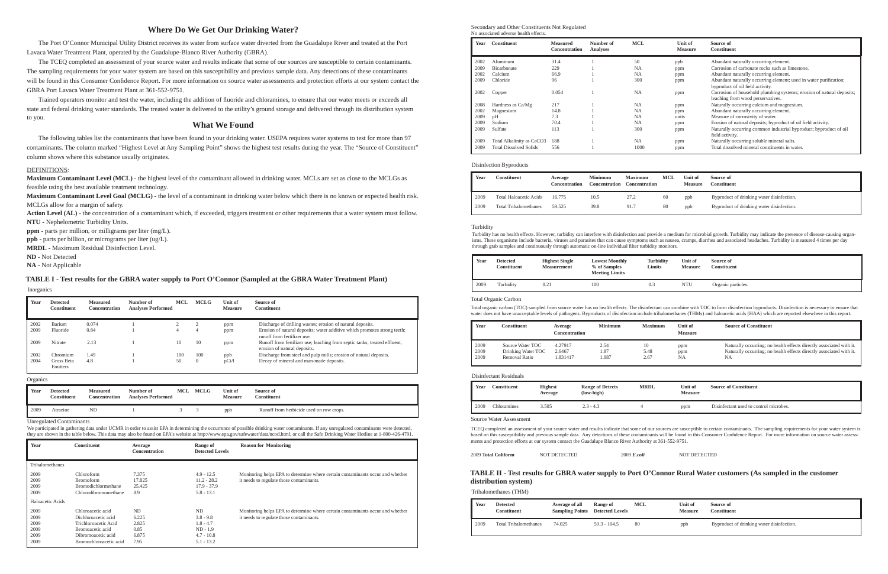## Where Do We Get Our Drinking Water?

The Port O'Connor Municipal Utility District receives its water from surface water diverted from the Guadalupe River and treated at the Port Lavaca Water Treatment Plant, operated by the Guadalupe-Blanco River Authority (GBRA).

The TCEQ completed an assessment of your source water and results indicate that some of our sources are susceptible to certain contaminants. The sampling requirements for your water system are based on this susceptibility and previous sample data. Any detections of these contaminants will be found in this Consumer Confidence Report. For more information on source water assessments and protection efforts at our system contact the GBRA Port Lavaca Water Treatment Plant at 361-552-9751.

Trained operators monitor and test the water, including the addition of fluoride and chloramines, to ensure that our water meets or exceeds all state and federal drinking water standards. The treated water is delivered to the utility's ground storage and delivered through its distribution system to you.

## What We Found

The following tables list the contaminants that have been found in your drinking water. USEPA requires water systems to test for more than 97 contaminants. The column marked "Highest Level at Any Sampling Point" shows the highest test results during the year. The "Source of Constituent" column shows where this substance usually originates.

DEFINITIONS:

**Maximum Contaminant Level (MCL)** - the highest level of the contaminant allowed in drinking water. MCLs are set as close to the MCLGs as feasible using the best available treatment technology.

**Maximum Contaminant Level Goal (MCLG)** - the level of a contaminant in drinking water below which there is no known or expected health risk. MCLGs allow for a margin of safety.

**Action Level (AL)** - the concentration of a contaminant which, if exceeded, triggers treatment or other requirements that a water system must follow.

**NTU** - Nephelometric Turbidity Units.

**ppm** - parts per million, or milligrams per liter (mg/L).

**ppb** - parts per billion, or micrograms per liter (ug/L).

**MRDL** - Maximum Residual Disinfection Level.

**ND** - Not Detected

**NA** - Not Applicable

### TABLE I - Test results for the GBRA water supply to Port O'Connor (Sampled at the GBRA Water Treatment Plant)

Inorganics

| Year | Detected Constituent | Measured Concentration | Number of Analyses Performed | MCL | MCLG | Unit of Measure | Source of Constituent |
|---|---|---|---|---|---|---|---|
| 2002 | Barium | 0.074 | 1 | 2 | 2 | ppm | Discharge of drilling wastes; erosion of natural deposits. |
| 2009 | Fluoride | 0.84 | 1 | 4 | 4 | ppm | Erosion of natural deposits; water additive which promotes strong teeth; runoff from fertilizer use. |
| 2009 | Nitrate | 2.13 | 1 | 10 | 10 | ppm | Runoff from fertilizer use; leaching from septic tanks; treated effluent; erosion of natural deposits. |
| 2002 | Chromium | 1.49 | 1 | 100 | 100 | ppb | Discharge from steel and pulp mills; erosion of natural deposits. |
| 2004 | Gross Beta Emitters | 4.8 | 1 | 50 | 0 | pCi/l | Decay of mineral and man-made deposits. |

Organics

| Year | Detected Constituent | Measured Concentration | Number of Analyses Performed | MCL | MCLG | Unit of Measure | Source of Constituent |
|---|---|---|---|---|---|---|---|
| 2009 | Atrazine | ND | 1 | 3 | 3 | ppb | Runoff from herbicide used on row crops. |

Unregulated Contaminants

We participated in gathering data under UCMR in order to assist EPA in determining the occurrence of possible drinking water contaminants. If any unregulated contaminants were detected, they are shown in the table below. This data may also be found on EPA's website at http://www.epa.gov/safewater/data/ncod.html, or call the Safe Drinking Water Hotline at 1-800-426-4791.

| Year | Constituent | Average Concentration | Range of Detected Levels | Reason for Monitoring |
|---|---|---|---|---|
| Trihalomethanes | | | | |
| 2009 | Chloroform | 7.375 | 4.9 - 12.5 | Monitoring helps EPA to determine where certain contaminants occur and whether it needs to regulate those contaminants. |
| 2009 | Bromoform | 17.825 | 11.2 - 28.2 | |
| 2009 | Bromodichlormethane | 25.425 | 17.9 - 37.9 | |
| 2009 | Chlorodibromomethane | 8.9 | 5.8 - 13.1 | |
| Haloacetic Acids | | | | |
| 2009 | Chloroacetic acid | ND | ND | Monitoring helps EPA to determine where certain contaminants occur and whether it needs to regulate those contaminants. |
| 2009 | Dichloroacetic acid | 6.225 | 3.8 - 9.8 | |
| 2009 | Trichloroacetic Acid | 2.825 | 1.8 - 4.7 | |
| 2009 | Bromoacetic acid | 0.85 | ND - 1.9 | |
| 2009 | Dibromoacetic acid | 6.875 | 4.7 - 10.8 | |
| 2009 | Bromochloroacetic acid | 7.95 | 5.1 - 13.2 | |

Secondary and Other Constituents Not Regulated
No associated adverse health effects.

| Year | Constituent | Measured Concentration | Number of Analyses | MCL | Unit of Measure | Source of Constituent |
|---|---|---|---|---|---|---|
| 2002 | Aluminum | 31.4 | 1 | 50 | ppb | Abundant naturally occurring element. |
| 2009 | Bicarbonate | 229 | 1 | NA | ppm | Corrosion of carbonate rocks such as limestone. |
| 2002 | Calcium | 66.9 | 1 | NA | ppm | Abundant naturally occurring element. |
| 2009 | Chloride | 96 | 1 | 300 | ppm | Abundant naturally occurring element; used in water purification; byproduct of oil field activity. |
| 2002 | Copper | 0.054 | 1 | NA | ppm | Corrosion of household plumbing systems; erosion of natural deposits; leaching from wood preservatives. |
| 2008 | Hardness as Ca/Mg | 217 | 1 | NA | ppm | Naturally occurring calcium and magnesium. |
| 2002 | Magnesium | 14.8 | 1 | NA | ppm | Abundant naturally occurring element. |
| 2009 | pH | 7.3 | 1 | NA | units | Measure of corrosivity of water. |
| 2009 | Sodium | 70.4 | 1 | NA | ppm | Erosion of natural deposits; byproduct of oil field activity. |
| 2009 | Sulfate | 113 | 1 | 300 | ppm | Naturally occurring common industrial byproduct; byproduct of oil field activity. |
| 2009 | Total Alkalinity as CaCO3 | 188 | 1 | NA | ppm | Naturally occurring soluble mineral salts. |
| 2009 | Total Dissolved Solids | 556 | 1 | 1000 | ppm | Total dissolved mineral constituents in water. |

Disinfection Byproducts

| Year | Constituent | Average Concentration | Minimum Concentration | Maximum Concentration | MCL | Unit of Measure | Source of Constituent |
|---|---|---|---|---|---|---|---|
| 2009 | Total Haloacetic Acids | 16.775 | 10.5 | 27.2 | 60 | ppb | Byproduct of drinking water disinfection. |
| 2009 | Total Trihalomethanes | 59.525 | 39.8 | 91.7 | 80 | ppb | Byproduct of drinking water disinfection. |

Turbidity

Turbidity has no health effects. However, turbidity can interfere with disinfection and provide a medium for microbial growth. Turbidity may indicate the presence of disease-causing organisms. These organisms include bacteria, viruses and parasites that can cause symptoms such as nausea, cramps, diarrhea and associated headaches. Turbidity is measured 4 times per day through grab samples and continuously through automatic on-line individual filter turbidity monitors.

| Year | Detected Constituent | Highest Single Measurement | Lowest Monthly % of Samples Meeting Limits | Turbidity Limits | Unit of Measure | Source of Constituent |
|---|---|---|---|---|---|---|
| 2009 | Turbidity | 0.21 | 100 | 0.3 | NTU | Organic particles. |

Total Organic Carbon

Total organic carbon (TOC) sampled from source water has no health effects. The disinfectant can combine with TOC to form disinfection byproducts. Disinfection is necessary to ensure that water does not have unacceptable levels of pathogens. Byproducts of disinfection include trihalomethanes (THMs) and haloacetic acids (HAA) which are reported elsewhere in this report.

| Year | Constituent | Average Concentration | Minimum | Maximum | Unit of Measure | Source of Constituent |
|---|---|---|---|---|---|---|
| 2009 | Source Water TOC | 4.27917 | 2.54 | 10 | ppm | Naturally occurring; no health effects directly associated with it. |
| 2009 | Drinking Water TOC | 2.6467 | 1.87 | 5.48 | ppm | Naturally occurring; no health effects directly associated with it. |
| 2009 | Removal Ratio | 1.831417 | 1.087 | 2.67 | NA | NA |

Disinfectant Residuals

| Year | Constituent | Highest Average | Range of Detects (low-high) | MRDL | Unit of Measure | Source of Constituent |
|---|---|---|---|---|---|---|
| 2009 | Chloramines | 3.505 | 2.3 - 4.3 | 4 | ppm | Disinfectant used to control microbes. |

Source Water Assessment

TCEQ completed an assessment of your source water and results indicate that some of our sources are susceptible to certain contaminants. The sampling requirements for your water system is based on this susceptibility and previous sample data. Any detections of these contaminants will be found in this Consumer Confidence Report. For more information on source water assessments and protection efforts at our system contact the Guadalupe Blanco River Authority at 361-552-9751.

2009 **Total Coliform** NOT DETECTED 2009 ***E.coli*** NOT DETECTED

### TABLE II - Test results for GBRA water supply to Port O'Connor Rural Water customers (As sampled in the customer distribution system)

Trihalomethanes (THM)

| Year | Detected Constituent | Average of all Sampling Points | Range of Detected Levels | MCL | Unit of Measure | Source of Constituent |
|---|---|---|---|---|---|---|
| 2009 | Total Trihalomethanes | 74.025 | 59.3 - 104.5 | 80 | ppb | Byproduct of drinking water disinfection. |